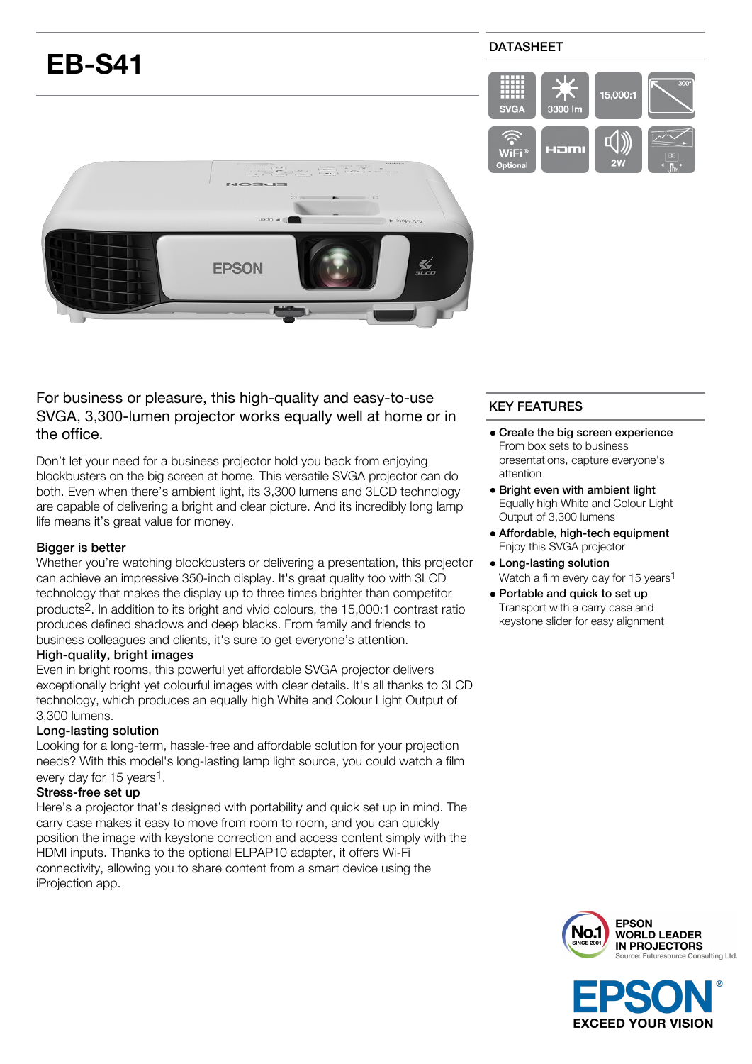# EB-S41

## DATASHEET

SVGA | 3300 lm | 15,000:1 | 300"

WiFi Optional | HDMI | 2W

For business or pleasure, this high-quality and easy-to-use SVGA, 3,300-lumen projector works equally well at home or in the office.

Don't let your need for a business projector hold you back from enjoying blockbusters on the big screen at home. This versatile SVGA projector can do both. Even when there's ambient light, its 3,300 lumens and 3LCD technology are capable of delivering a bright and clear picture. And its incredibly long lamp life means it's great value for money.

**Bigger is better**
Whether you're watching blockbusters or delivering a presentation, this projector can achieve an impressive 350-inch display. It's great quality too with 3LCD technology that makes the display up to three times brighter than competitor products[2]. In addition to its bright and vivid colours, the 15,000:1 contrast ratio produces defined shadows and deep blacks. From family and friends to business colleagues and clients, it's sure to get everyone's attention.

**High-quality, bright images**
Even in bright rooms, this powerful yet affordable SVGA projector delivers exceptionally bright yet colourful images with clear details. It's all thanks to 3LCD technology, which produces an equally high White and Colour Light Output of 3,300 lumens.

**Long-lasting solution**
Looking for a long-term, hassle-free and affordable solution for your projection needs? With this model's long-lasting lamp light source, you could watch a film every day for 15 years[1].

**Stress-free set up**
Here's a projector that's designed with portability and quick set up in mind. The carry case makes it easy to move from room to room, and you can quickly position the image with keystone correction and access content simply with the HDMI inputs. Thanks to the optional ELPAP10 adapter, it offers Wi-Fi connectivity, allowing you to share content from a smart device using the iProjection app.

## KEY FEATURES

- **Create the big screen experience**
  From box sets to business presentations, capture everyone's attention
- **Bright even with ambient light**
  Equally high White and Colour Light Output of 3,300 lumens
- **Affordable, high-tech equipment**
  Enjoy this SVGA projector
- **Long-lasting solution**
  Watch a film every day for 15 years[1]
- **Portable and quick to set up**
  Transport with a carry case and keystone slider for easy alignment

No.1 SINCE 2001 — EPSON WORLD LEADER IN PROJECTORS
Source: Futuresource Consulting Ltd.

EPSON® EXCEED YOUR VISION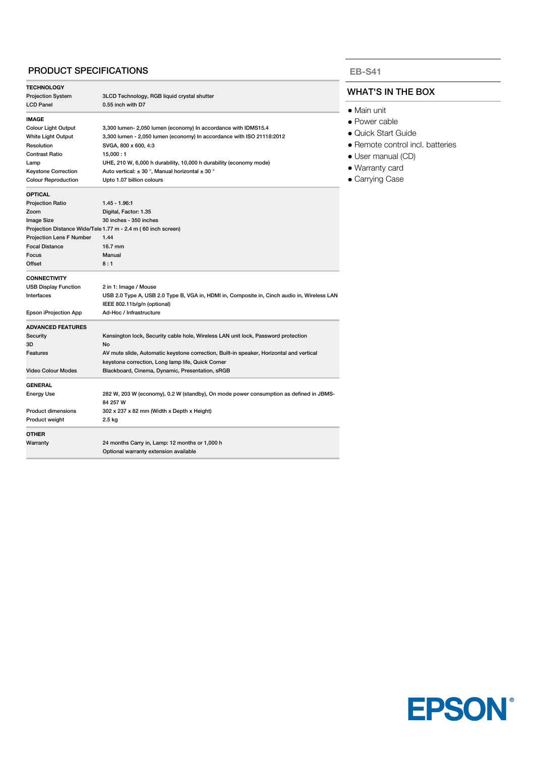## PRODUCT SPECIFICATIONS

| **TECHNOLOGY** | |
|---|---|
| Projection System | 3LCD Technology, RGB liquid crystal shutter |
| LCD Panel | 0.55 inch with D7 |
| **IMAGE** | |
| Colour Light Output | 3,300 lumen- 2,050 lumen (economy) In accordance with IDMS15.4 |
| White Light Output | 3,300 lumen - 2,050 lumen (economy) In accordance with ISO 21118:2012 |
| Resolution | SVGA, 800 x 600, 4:3 |
| Contrast Ratio | 15,000 : 1 |
| Lamp | UHE, 210 W, 6,000 h durability, 10,000 h durability (economy mode) |
| Keystone Correction | Auto vertical: ± 30 °, Manual horizontal ± 30 ° |
| Colour Reproduction | Upto 1.07 billion colours |
| **OPTICAL** | |
| Projection Ratio | 1.45 - 1.96:1 |
| Zoom | Digital, Factor: 1.35 |
| Image Size | 30 inches - 350 inches |
| Projection Distance Wide/Tele | 1.77 m - 2.4 m ( 60 inch screen) |
| Projection Lens F Number | 1.44 |
| Focal Distance | 16.7 mm |
| Focus | Manual |
| Offset | 8 : 1 |
| **CONNECTIVITY** | |
| USB Display Function | 2 in 1: Image / Mouse |
| Interfaces | USB 2.0 Type A, USB 2.0 Type B, VGA in, HDMI in, Composite in, Cinch audio in, Wireless LAN IEEE 802.11b/g/n (optional) |
| Epson iProjection App | Ad-Hoc / Infrastructure |
| **ADVANCED FEATURES** | |
| Security | Kensington lock, Security cable hole, Wireless LAN unit lock, Password protection |
| 3D | No |
| Features | AV mute slide, Automatic keystone correction, Built-in speaker, Horizontal and vertical keystone correction, Long lamp life, Quick Corner |
| Video Colour Modes | Blackboard, Cinema, Dynamic, Presentation, sRGB |
| **GENERAL** | |
| Energy Use | 282 W, 203 W (economy), 0.2 W (standby), On mode power consumption as defined in JBMS-84 257 W |
| Product dimensions | 302 x 237 x 82 mm (Width x Depth x Height) |
| Product weight | 2.5 kg |
| **OTHER** | |
| Warranty | 24 months Carry in, Lamp: 12 months or 1,000 h<br>Optional warranty extension available |

### EB-S41

## WHAT'S IN THE BOX

- Main unit
- Power cable
- Quick Start Guide
- Remote control incl. batteries
- User manual (CD)
- Warranty card
- Carrying Case

EPSON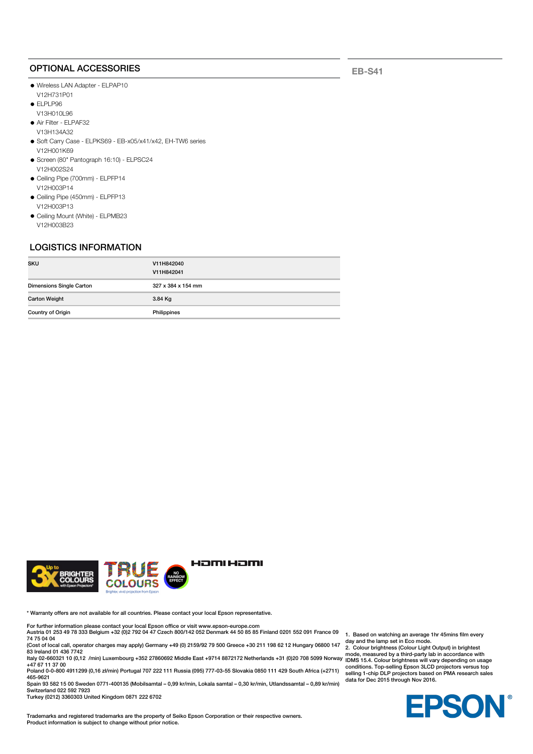## OPTIONAL ACCESSORIES

EB-S41

- Wireless LAN Adapter - ELPAP10
  V12H731P01
- ELPLP96
  V13H010L96
- Air Filter - ELPAF32
  V13H134A32
- Soft Carry Case - ELPKS69 - EB-x05/x41/x42, EH-TW6 series
  V12H001K69
- Screen (80" Pantograph 16:10) - ELPSC24
  V12H002S24
- Ceiling Pipe (700mm) - ELPFP14
  V12H003P14
- Ceiling Pipe (450mm) - ELPFP13
  V12H003P13
- Ceiling Mount (White) - ELPMB23
  V12H003B23

## LOGISTICS INFORMATION

| | |
|---|---|
| SKU | V11H842040<br>V11H842041 |
| Dimensions Single Carton | 327 x 384 x 154 mm |
| Carton Weight | 3.84 Kg |
| Country of Origin | Philippines |

Up to 3X BRIGHTER COLOURS with Epson Projectors*

TRUE COLOURS Brighter, vivid projection from Epson

NO RAINBOW EFFECT

HDMI HDMI

\* Warranty offers are not available for all countries. Please contact your local Epson representative.

For further information please contact your local Epson office or visit www.epson-europe.com
Austria 01 253 49 78 333 Belgium +32 (0)2 792 04 47 Czech 800/142 052 Denmark 44 50 85 85 Finland 0201 552 091 France 09 74 75 04 04
(Cost of local call, operator charges may apply) Germany +49 (0) 2159/92 79 500 Greece +30 211 198 62 12 Hungary 06800 147 83 Ireland 01 436 7742
Italy 02-660321 10 (0,12 /min) Luxembourg +352 27860692 Middle East +9714 8872172 Netherlands +31 (0)20 708 5099 Norway +47 67 11 37 00
Poland 0-0-800 4911299 (0,16 zł/min) Portugal 707 222 111 Russia (095) 777-03-55 Slovakia 0850 111 429 South Africa (+2711) 465-9621
Spain 93 582 15 00 Sweden 0771-400135 (Mobilsamtal – 0,99 kr/min, Lokala samtal – 0,30 kr/min, Utlandssamtal – 0,89 kr/min) Switzerland 022 592 7923
Turkey (0212) 3360303 United Kingdom 0871 222 6702

1. Based on watching an average 1hr 45mins film every day and the lamp set in Eco mode.
2. Colour brightness (Colour Light Output) in brightest mode, measured by a third-party lab in accordance with IDMS 15.4. Colour brightness will vary depending on usage conditions. Top-selling Epson 3LCD projectors versus top selling 1-chip DLP projectors based on PMA research sales data for Dec 2015 through Nov 2016.

Trademarks and registered trademarks are the property of Seiko Epson Corporation or their respective owners.
Product information is subject to change without prior notice.

EPSON®